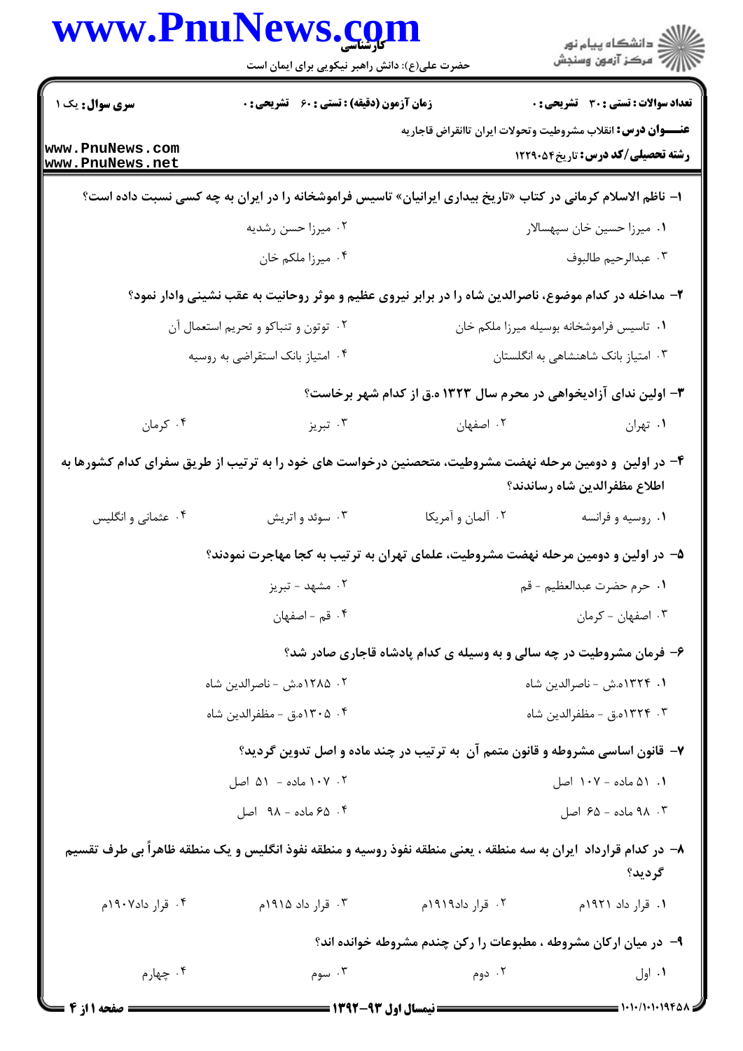**سری سوال:** یک ۱

**زمان آزمون (دقیقه) : تستی : ۶۰ تشریحی : ۰**

**تعداد سوالات : تستی : ۳۰ تشریحی : ۰**

**عنـــوان درس:** انقلاب مشروطیت وتحولات ایران تاانقراض قاجاریه

**رشته تحصیلی/کد درس:** تاریخ۱۲۲۹۰۵۴

**۱- ناظم الاسلام کرمانی در کتاب «تاریخ بیداری ایرانیان» تاسیس فراموشخانه را در ایران به چه کسی نسبت داده است؟**

۱. میرزا حسین خان سپهسالار
۲. میرزا حسن رشدیه
۳. عبدالرحیم طالبوف
۴. میرزا ملکم خان

**۲- مداخله در کدام موضوع، ناصرالدین شاه را در برابر نیروی عظیم و موثر روحانیت به عقب نشینی وادار نمود؟**

۱. تاسیس فراموشخانه بوسیله میرزا ملکم خان
۲. توتون و تنباکو و تحریم استعمال آن
۳. امتیاز بانک شاهنشاهی به انگلستان
۴. امتیاز بانک استقراضی به روسیه

**۳- اولین ندای آزادیخواهی در محرم سال ۱۳۲۳ ه.ق از کدام شهر برخاست؟**

۱. تهران
۲. اصفهان
۳. تبریز
۴. کرمان

**۴- در اولین و دومین مرحله نهضت مشروطیت، متحصنین درخواست های خود را به ترتیب از طریق سفرای کدام کشورها به اطلاع مظفرالدین شاه رساندند؟**

۱. روسیه و فرانسه
۲. آلمان و آمریکا
۳. سوئد و اتریش
۴. عثمانی و انگلیس

**۵- در اولین و دومین مرحله نهضت مشروطیت، علمای تهران به ترتیب به کجا مهاجرت نمودند؟**

۱. حرم حضرت عبدالعظیم - قم
۲. مشهد - تبریز
۳. اصفهان - کرمان
۴. قم - اصفهان

**۶- فرمان مشروطیت در چه سالی و به وسیله ی کدام پادشاه قاجاری صادر شد؟**

۱. ۱۳۲۴ه.ش - ناصرالدین شاه
۲. ۱۲۸۵ه.ش - ناصرالدین شاه
۳. ۱۳۲۴ه.ق - مظفرالدین شاه
۴. ۱۳۰۵ه.ق - مظفرالدین شاه

**۷- قانون اساسی مشروطه و قانون متمم آن به ترتیب در چند ماده و اصل تدوین گردید؟**

۱. ۵۱ ماده - ۱۰۷ اصل
۲. ۱۰۷ ماده - ۵۱ اصل
۳. ۹۸ ماده - ۶۵ اصل
۴. ۶۵ ماده - ۹۸ اصل

**۸- در کدام قرارداد ایران به سه منطقه ، یعنی منطقه نفوذ روسیه و منطقه نفوذ انگلیس و یک منطقه ظاهراً بی طرف تقسیم گردید؟**

۱. قرار داد ۱۹۲۱م
۲. قرار داد۱۹۱۹م
۳. قرار داد ۱۹۱۵م
۴. قرار داد۱۹۰۷م

**۹- در میان ارکان مشروطه ، مطبوعات را رکن چندم مشروطه خوانده اند؟**

۱. اول
۲. دوم
۳. سوم
۴. چهارم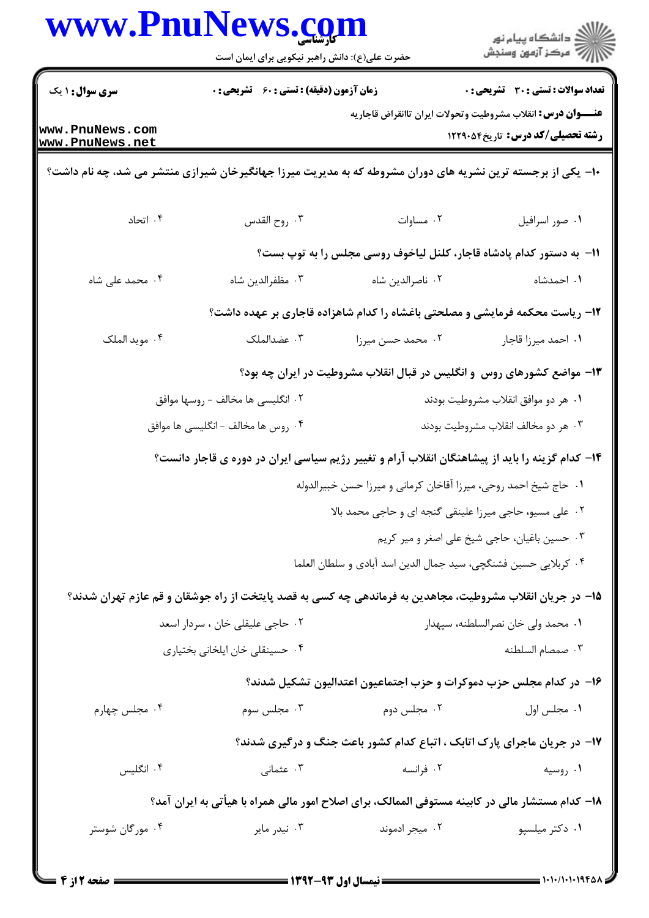**سری سوال:** ۱ یک | **زمان آزمون (دقیقه) : تستی :** ۶۰ **تشریحی :** ۰ | **تعداد سوالات : تستی :** ۳۰ **تشریحی :** ۰

**عنوان درس:** انقلاب مشروطیت وتحولات ایران تاانقراض قاجاریه

**رشته تحصیلی/کد درس:** تاریخ۱۲۲۹۰۵۴

۱۰- یکی از برجسته ترین نشریه های دوران مشروطه که به مدیریت میرزا جهانگیرخان شیرازی منتشر می شد، چه نام داشت؟

۱. صور اسرافیل
۲. مساوات
۳. روح القدس
۴. اتحاد

۱۱- به دستور کدام پادشاه قاجار، کلنل لیاخوف روسی مجلس را به توپ بست؟

۱. احمدشاه
۲. ناصرالدین شاه
۳. مظفرالدین شاه
۴. محمد علی شاه

۱۲- ریاست محکمه فرمایشی و مصلحتی باغشاه را کدام شاهزاده قاجاری بر عهده داشت؟

۱. احمد میرزا قاجار
۲. محمد حسن میرزا
۳. عضدالملک
۴. موید الملک

۱۳- مواضع کشورهای روس و انگلیس در قبال انقلاب مشروطیت در ایران چه بود؟

۱. هر دو موافق انقلاب مشروطیت بودند
۲. انگلیسی ها مخالف - روسها موافق
۳. هر دو مخالف انقلاب مشروطیت بودند
۴. روس ها مخالف - انگلیسی ها موافق

۱۴- کدام گزینه را باید از پیشاهنگان انقلاب آرام و تغییر رژیم سیاسی ایران در دوره ی قاجار دانست؟

۱. حاج شیخ احمد روحی، میرزا آقاخان کرمانی و میرزا حسن خبیرالدوله
۲. علی مسیو، حاجی میرزا علینقی گنجه ای و حاجی محمد بالا
۳. حسین باغبان، حاجی شیخ علی اصغر و میر کریم
۴. کربلایی حسین فشنگچی، سید جمال الدین اسد آبادی و سلطان العلما

۱۵- در جریان انقلاب مشروطیت، مجاهدین به فرماندهی چه کسی به قصد پایتخت از راه جوشقان و قم عازم تهران شدند؟

۱. محمد ولی خان نصرالسلطنه، سپهدار
۲. حاجی علیقلی خان ، سردار اسعد
۳. صمصام السلطنه
۴. حسینقلی خان ایلخانی بختیاری

۱۶- در کدام مجلس حزب دموکرات و حزب اجتماعیون اعتدالیون تشکیل شدند؟

۱. مجلس اول
۲. مجلس دوم
۳. مجلس سوم
۴. مجلس چهارم

۱۷- در جریان ماجرای پارک اتابک ، اتباع کدام کشور باعث جنگ و درگیری شدند؟

۱. روسیه
۲. فرانسه
۳. عثمانی
۴. انگلیس

۱۸- کدام مستشار مالی در کابینه مستوفی الممالک، برای اصلاح امور مالی همراه با هیأتی به ایران آمد؟

۱. دکتر میلسپو
۲. میجر ادموند
۳. نیدر مایر
۴. مورگان شوستر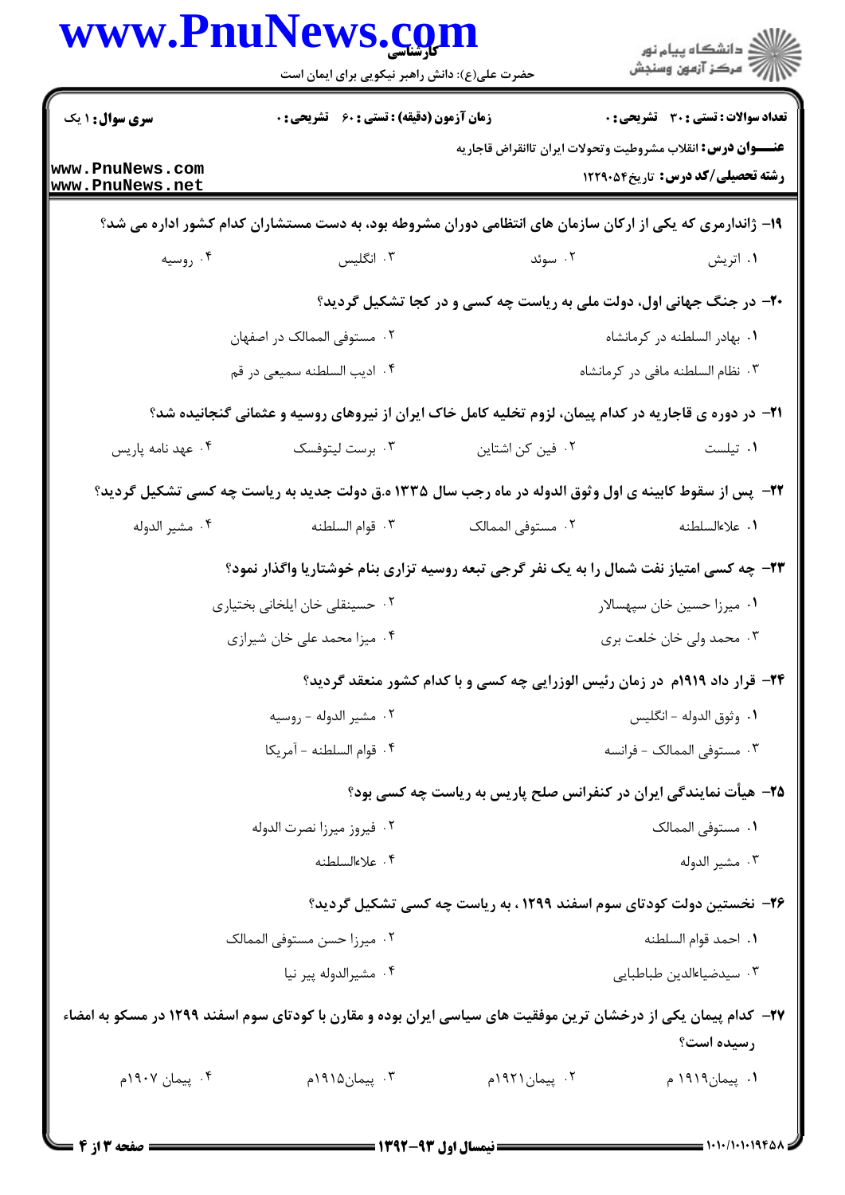**سری سوال:** ۱ یک | **زمان آزمون (دقیقه) : تستی :** ۶۰ **تشریحی :** ۰ | **تعداد سوالات : تستی :** ۳۰ **تشریحی :** ۰

**عنـــوان درس:** انقلاب مشروطیت وتحولات ایران تاانقراض قاجاریه

**رشته تحصیلی/کد درس:** تاریخ۱۲۲۹۰۵۴

۱۹- ژاندارمری که یکی از ارکان سازمان های انتظامی دوران مشروطه بود، به دست مستشاران کدام کشور اداره می شد؟

۱. اتریش
۲. سوئد
۳. انگلیس
۴. روسیه

۲۰- در جنگ جهانی اول، دولت ملی به ریاست چه کسی و در کجا تشکیل گردید؟

۱. بهادر السلطنه در کرمانشاه
۲. مستوفی الممالک در اصفهان
۳. نظام السلطنه مافی در کرمانشاه
۴. ادیب السلطنه سمیعی در قم

۲۱- در دوره ی قاجاریه در کدام پیمان، لزوم تخلیه کامل خاک ایران از نیروهای روسیه و عثمانی گنجانیده شد؟

۱. تیلست
۲. فین کن اشتاین
۳. برست لیتوفسک
۴. عهد نامه پاریس

۲۲- پس از سقوط کابینه ی اول وثوق الدوله در ماه رجب سال ۱۳۳۵ ه.ق دولت جدید به ریاست چه کسی تشکیل گردید؟

۱. علاءالسلطنه
۲. مستوفی الممالک
۳. قوام السلطنه
۴. مشیر الدوله

۲۳- چه کسی امتیاز نفت شمال را به یک نفر گرجی تبعه روسیه تزاری بنام خوشتاریا واگذار نمود؟

۱. میرزا حسین خان سپهسالار
۲. حسینقلی خان ایلخانی بختیاری
۳. محمد ولی خان خلعت بری
۴. میزا محمد علی خان شیرازی

۲۴- قرار داد ۱۹۱۹م در زمان رئیس الوزرایی چه کسی و با کدام کشور منعقد گردید؟

۱. وثوق الدوله - انگلیس
۲. مشیر الدوله - روسیه
۳. مستوفی الممالک - فرانسه
۴. قوام السلطنه - آمریکا

۲۵- هیأت نمایندگی ایران در کنفرانس صلح پاریس به ریاست چه کسی بود؟

۱. مستوفی الممالک
۲. فیروز میرزا نصرت الدوله
۳. مشیر الدوله
۴. علاءالسلطنه

۲۶- نخستین دولت کودتای سوم اسفند ۱۲۹۹ ، به ریاست چه کسی تشکیل گردید؟

۱. احمد قوام السلطنه
۲. میرزا حسن مستوفی الممالک
۳. سیدضیاءالدین طباطبایی
۴. مشیرالدوله پیر نیا

۲۷- کدام پیمان یکی از درخشان ترین موفقیت های سیاسی ایران بوده و مقارن با کودتای سوم اسفند ۱۲۹۹ در مسکو به امضاء رسیده است؟

۱. پیمان۱۹۱۹ م
۲. پیمان۱۹۲۱م
۳. پیمان۱۹۱۵م
۴. پیمان ۱۹۰۷م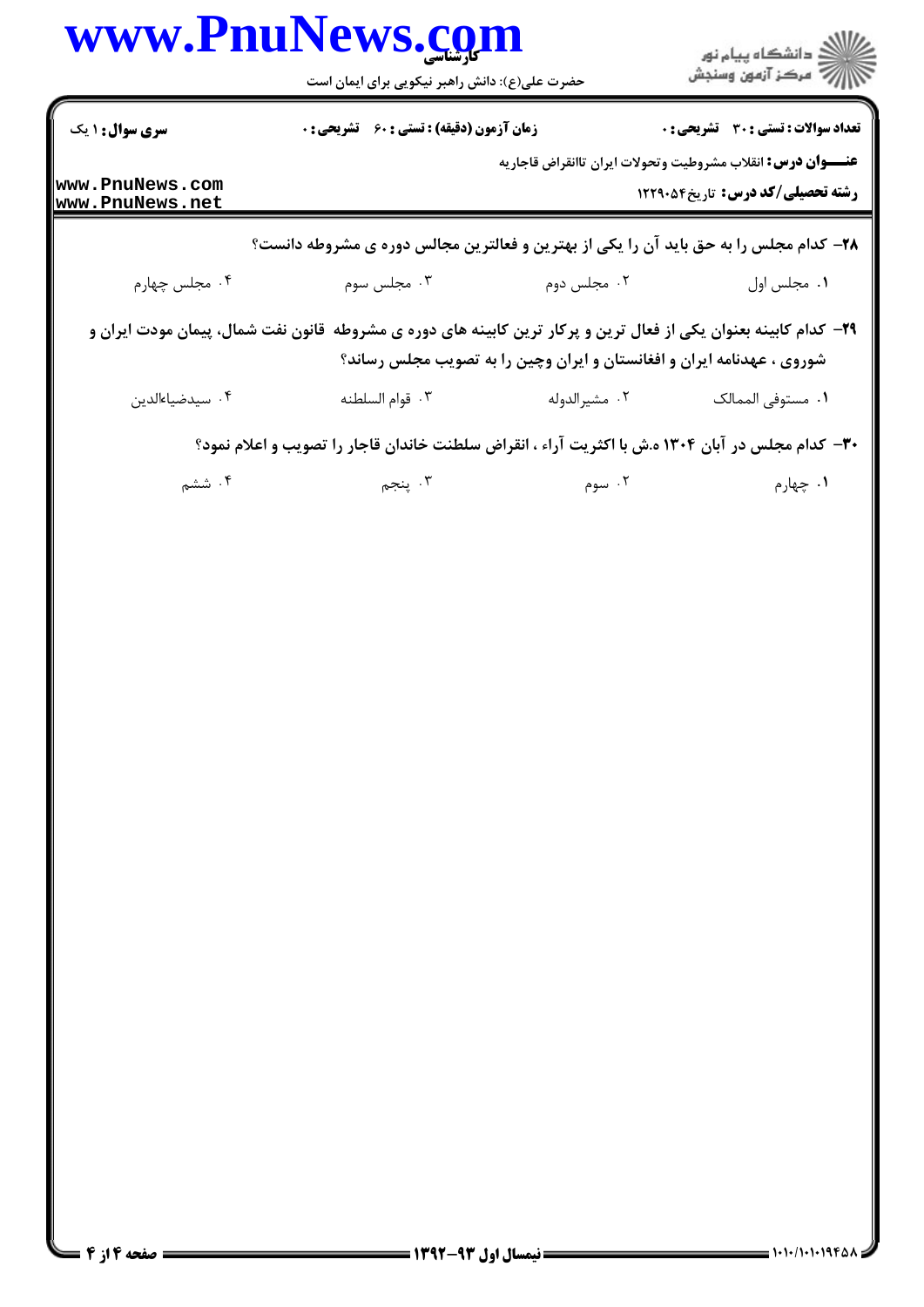۲۸- کدام مجلس را به حق باید آن را یکی از بهترین و فعالترین مجالس دوره ی مشروطه دانست؟

۱. مجلس اول
۲. مجلس دوم
۳. مجلس سوم
۴. مجلس چهارم

۲۹- کدام کابینه بعنوان یکی از فعال ترین و پرکار ترین کابینه های دوره ی مشروطه قانون نفت شمال، پیمان مودت ایران و شوروی ، عهدنامه ایران و افغانستان و ایران وچین را به تصویب مجلس رساند؟

۱. مستوفی الممالک
۲. مشیرالدوله
۳. قوام السلطنه
۴. سیدضیاءالدین

۳۰- کدام مجلس در آبان ۱۳۰۴ ه.ش با اکثریت آراء ، انقراض سلطنت خاندان قاجار را تصویب و اعلام نمود؟

۱. چهارم
۲. سوم
۳. پنجم
۴. ششم